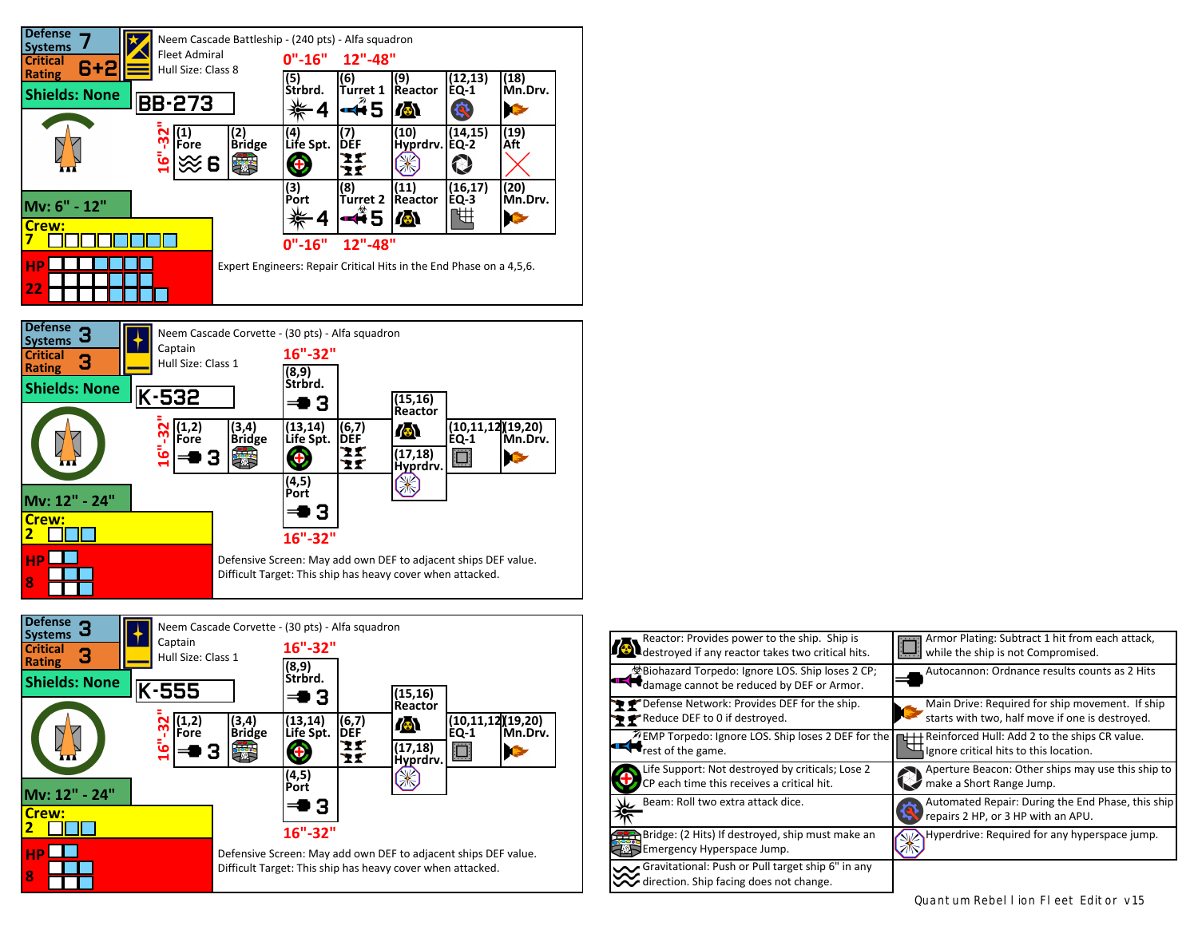## Neem Cascade Battleship - (240 pts) - Alfa squadron

Fleet Admiral
Hull Size: Class 8

| | |
|---|---|
| Defense Systems | 7 |
| Critical Rating | 6+2 |
| Shields: None | |
| BB-273 | |
| Mv: 6" - 12" | |
| Crew: | 7 |
| HP | 22 |

0"-16" 12"-48"

| | | | | | | |
|---|---|---|---|---|---|---|
| | | (5) Strbrd. 4 | (6) Turret 1 5 | (9) Reactor | (12,13) EQ-1 | (18) Mn.Drv. |
| (1) Fore 6 | (2) Bridge | (4) Life Spt. | (7) DEF | (10) Hyprdrv. | (14,15) EQ-2 | (19) Aft |
| | | (3) Port 4 | (8) Turret 2 5 | (11) Reactor | (16,17) EQ-3 | (20) Mn.Drv. |

16"-32" (Fore)

0"-16" 12"-48"

Expert Engineers: Repair Critical Hits in the End Phase on a 4,5,6.

## Neem Cascade Corvette - (30 pts) - Alfa squadron

Captain
Hull Size: Class 1

| | |
|---|---|
| Defense Systems | 3 |
| Critical Rating | 3 |
| Shields: None | |
| K-532 | |
| Mv: 12" - 24" | |
| Crew: | 2 |
| HP | 8 |

16"-32"

| | | | | | | |
|---|---|---|---|---|---|---|
| | | (8,9) Strbrd. 3 | | (15,16) Reactor | | |
| (1,2) Fore 3 | (3,4) Bridge | (13,14) Life Spt. | (6,7) DEF | (17,18) Hyprdrv. | (10,11,12) EQ-1 | (19,20) Mn.Drv. |
| | | (4,5) Port 3 | | | | |

16"-32" (Fore)

16"-32"

Defensive Screen: May add own DEF to adjacent ships DEF value.
Difficult Target: This ship has heavy cover when attacked.

## Neem Cascade Corvette - (30 pts) - Alfa squadron

Captain
Hull Size: Class 1

| | |
|---|---|
| Defense Systems | 3 |
| Critical Rating | 3 |
| Shields: None | |
| K-555 | |
| Mv: 12" - 24" | |
| Crew: | 2 |
| HP | 8 |

16"-32"

| | | | | | | |
|---|---|---|---|---|---|---|
| | | (8,9) Strbrd. 3 | | (15,16) Reactor | | |
| (1,2) Fore 3 | (3,4) Bridge | (13,14) Life Spt. | (6,7) DEF | (17,18) Hyprdrv. | (10,11,12) EQ-1 | (19,20) Mn.Drv. |
| | | (4,5) Port 3 | | | | |

16"-32" (Fore)

16"-32"

Defensive Screen: May add own DEF to adjacent ships DEF value.
Difficult Target: This ship has heavy cover when attacked.

## Legend

| | |
|---|---|
| Reactor: Provides power to the ship. Ship is destroyed if any reactor takes two critical hits. | Armor Plating: Subtract 1 hit from each attack, while the ship is not Compromised. |
| Biohazard Torpedo: Ignore LOS. Ship loses 2 CP; damage cannot be reduced by DEF or Armor. | Autocannon: Ordnance results counts as 2 Hits |
| Defense Network: Provides DEF for the ship. Reduce DEF to 0 if destroyed. | Main Drive: Required for ship movement. If ship starts with two, half move if one is destroyed. |
| EMP Torpedo: Ignore LOS. Ship loses 2 DEF for the rest of the game. | Reinforced Hull: Add 2 to the ships CR value. Ignore critical hits to this location. |
| Life Support: Not destroyed by criticals; Lose 2 CP each time this receives a critical hit. | Aperture Beacon: Other ships may use this ship to make a Short Range Jump. |
| Beam: Roll two extra attack dice. | Automated Repair: During the End Phase, this ship repairs 2 HP, or 3 HP with an APU. |
| Bridge: (2 Hits) If destroyed, ship must make an Emergency Hyperspace Jump. | Hyperdrive: Required for any hyperspace jump. |
| Gravitational: Push or Pull target ship 6" in any direction. Ship facing does not change. | |

Quantum Rebellion Fleet Editor v15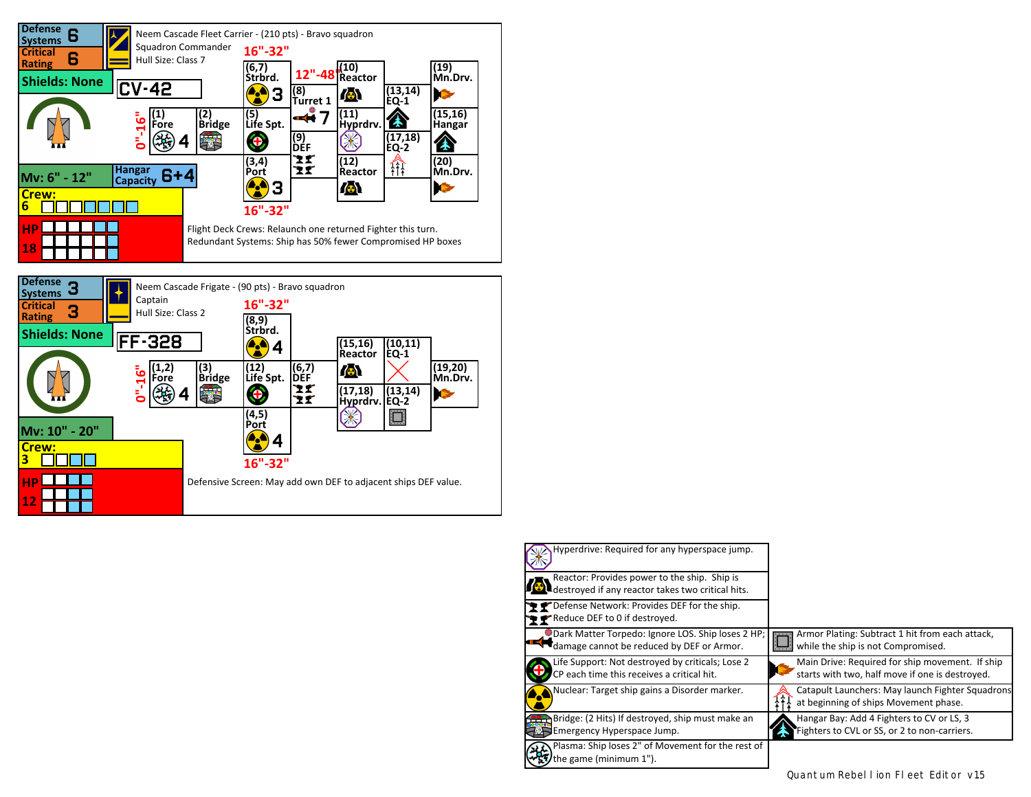## Neem Cascade Fleet Carrier - (210 pts) - Bravo squadron

Squadron Commander
Hull Size: Class 7

**CV-42**

| Defense Systems | 6 |
| --- | --- |
| Critical Rating | 6 |
| Shields: None | |
| Mv: 6" - 12" | |
| Hangar Capacity | 6+4 |
| Crew: 6 | |
| HP 18 | |

- (1) Fore — 4 — 0"-16"
- (2) Bridge
- (6,7) Strbrd. — 3 — 16"-32"
- (5) Life Spt.
- (3,4) Port — 3 — 16"-32"
- (8) Turret 1 — 7 — 12"-48"
- (9) DEF
- (10) Reactor
- (11) Hyprdrv.
- (12) Reactor
- (13,14) EQ-1
- (17,18) EQ-2
- (19) Mn.Drv.
- (15,16) Hangar
- (20) Mn.Drv.

Flight Deck Crews: Relaunch one returned Fighter this turn.
Redundant Systems: Ship has 50% fewer Compromised HP boxes

## Neem Cascade Frigate - (90 pts) - Bravo squadron

Captain
Hull Size: Class 2

**FF-328**

| Defense Systems | 3 |
| --- | --- |
| Critical Rating | 3 |
| Shields: None | |
| Mv: 10" - 20" | |
| Crew: 3 | |
| HP 12 | |

- (1,2) Fore — 4 — 0"-16"
- (3) Bridge
- (8,9) Strbrd. — 4 — 16"-32"
- (12) Life Spt.
- (4,5) Port — 4 — 16"-32"
- (6,7) DEF
- (15,16) Reactor
- (17,18) Hyprdrv.
- (10,11) EQ-1
- (13,14) EQ-2
- (19,20) Mn.Drv.

Defensive Screen: May add own DEF to adjacent ships DEF value.

## Legend

- Hyperdrive: Required for any hyperspace jump.
- Reactor: Provides power to the ship. Ship is destroyed if any reactor takes two critical hits.
- Defense Network: Provides DEF for the ship. Reduce DEF to 0 if destroyed.
- Dark Matter Torpedo: Ignore LOS. Ship loses 2 HP; damage cannot be reduced by DEF or Armor.
- Life Support: Not destroyed by criticals; Lose 2 CP each time this receives a critical hit.
- Nuclear: Target ship gains a Disorder marker.
- Bridge: (2 Hits) If destroyed, ship must make an Emergency Hyperspace Jump.
- Plasma: Ship loses 2" of Movement for the rest of the game (minimum 1").
- Armor Plating: Subtract 1 hit from each attack, while the ship is not Compromised.
- Main Drive: Required for ship movement. If ship starts with two, half move if one is destroyed.
- Catapult Launchers: May launch Fighter Squadrons at beginning of ships Movement phase.
- Hangar Bay: Add 4 Fighters to CV or LS, 3 Fighters to CVL or SS, or 2 to non-carriers.

Quantum Rebellion Fleet Editor v15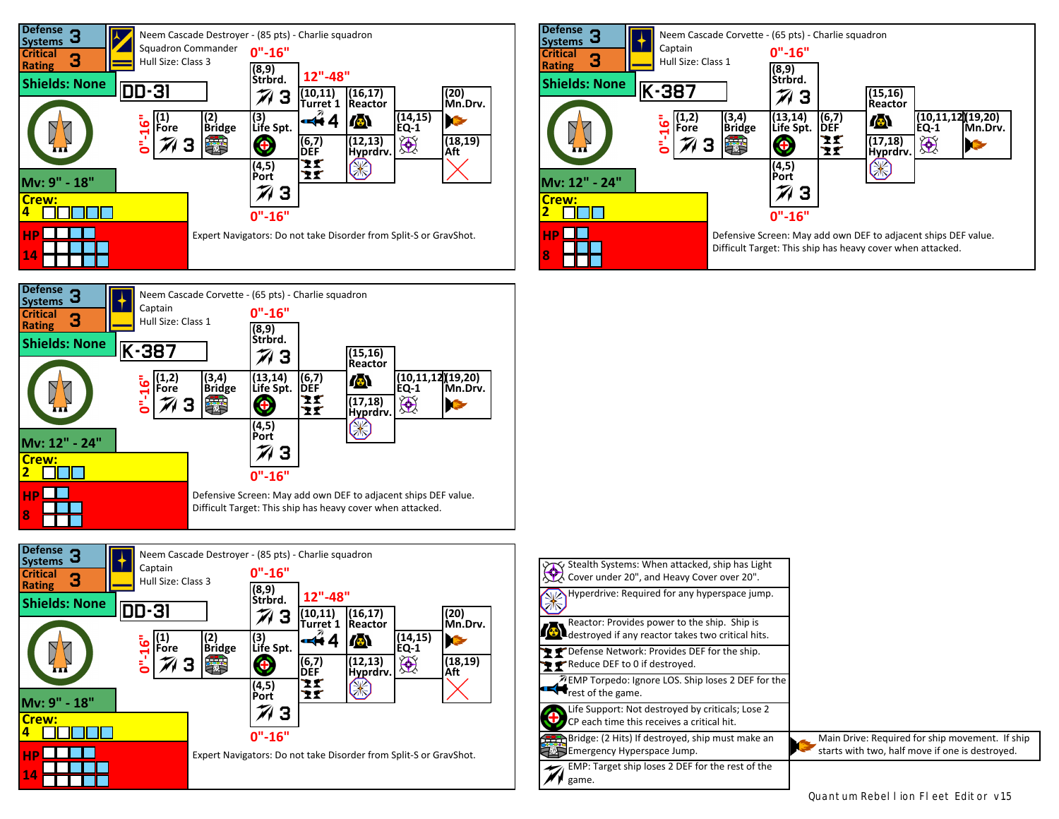## Neem Cascade Destroyer - (85 pts) - Charlie squadron

Squadron Commander
Hull Size: Class 3

| | |
|---|---|
| Defense Systems | 3 |
| Critical Rating | 3 |
| Shields: None | |
| DD-31 | |
| Mv: 9" - 18" | |
| Crew: | 4 |
| HP | 14 |

| Location | Roll | Value |
|---|---|---|
| Strbrd. (0"-16") | (8,9) | 3 |
| Fore (0"-16") | (1) | 3 |
| Bridge | (2) | |
| Life Spt. | (3) | |
| Port (0"-16") | (4,5) | 3 |
| Turret 1 (12"-48") | (10,11) | 4 |
| DEF | (6,7) | |
| Reactor | (16,17) | |
| Hyprdrv. | (12,13) | |
| EQ-1 | (14,15) | |
| Mn.Drv. | (20) | |
| Aft | (18,19) | |

Expert Navigators: Do not take Disorder from Split-S or GravShot.

## Neem Cascade Corvette - (65 pts) - Charlie squadron

Captain
Hull Size: Class 1

| | |
|---|---|
| Defense Systems | 3 |
| Critical Rating | 3 |
| Shields: None | |
| K-387 | |
| Mv: 12" - 24" | |
| Crew: | 2 |
| HP | 8 |

| Location | Roll | Value |
|---|---|---|
| Strbrd. (0"-16") | (8,9) | 3 |
| Fore (0"-16") | (1,2) | 3 |
| Bridge | (3,4) | |
| Life Spt. | (13,14) | |
| Port (0"-16") | (4,5) | 3 |
| DEF | (6,7) | |
| Reactor | (15,16) | |
| Hyprdrv. | (17,18) | |
| EQ-1 | (10,11,12) | |
| Mn.Drv. | (19,20) | |

Defensive Screen: May add own DEF to adjacent ships DEF value.
Difficult Target: This ship has heavy cover when attacked.

## Neem Cascade Corvette - (65 pts) - Charlie squadron

Captain
Hull Size: Class 1

| | |
|---|---|
| Defense Systems | 3 |
| Critical Rating | 3 |
| Shields: None | |
| K-387 | |
| Mv: 12" - 24" | |
| Crew: | 2 |
| HP | 8 |

| Location | Roll | Value |
|---|---|---|
| Strbrd. (0"-16") | (8,9) | 3 |
| Fore (0"-16") | (1,2) | 3 |
| Bridge | (3,4) | |
| Life Spt. | (13,14) | |
| Port (0"-16") | (4,5) | 3 |
| DEF | (6,7) | |
| Reactor | (15,16) | |
| Hyprdrv. | (17,18) | |
| EQ-1 | (10,11,12) | |
| Mn.Drv. | (19,20) | |

Defensive Screen: May add own DEF to adjacent ships DEF value.
Difficult Target: This ship has heavy cover when attacked.

## Neem Cascade Destroyer - (85 pts) - Charlie squadron

Captain
Hull Size: Class 3

| | |
|---|---|
| Defense Systems | 3 |
| Critical Rating | 3 |
| Shields: None | |
| DD-31 | |
| Mv: 9" - 18" | |
| Crew: | 4 |
| HP | 14 |

| Location | Roll | Value |
|---|---|---|
| Strbrd. (0"-16") | (8,9) | 3 |
| Fore (0"-16") | (1) | 3 |
| Bridge | (2) | |
| Life Spt. | (3) | |
| Port (0"-16") | (4,5) | 3 |
| Turret 1 (12"-48") | (10,11) | 4 |
| DEF | (6,7) | |
| Reactor | (16,17) | |
| Hyprdrv. | (12,13) | |
| EQ-1 | (14,15) | |
| Mn.Drv. | (20) | |
| Aft | (18,19) | |

Expert Navigators: Do not take Disorder from Split-S or GravShot.

## Legend

- Stealth Systems: When attacked, ship has Light Cover under 20", and Heavy Cover over 20".
- Hyperdrive: Required for any hyperspace jump.
- Reactor: Provides power to the ship. Ship is destroyed if any reactor takes two critical hits.
- Defense Network: Provides DEF for the ship. Reduce DEF to 0 if destroyed.
- EMP Torpedo: Ignore LOS. Ship loses 2 DEF for the rest of the game.
- Life Support: Not destroyed by criticals; Lose 2 CP each time this receives a critical hit.
- Bridge: (2 Hits) If destroyed, ship must make an Emergency Hyperspace Jump.
- EMP: Target ship loses 2 DEF for the rest of the game.
- Main Drive: Required for ship movement. If ship starts with two, half move if one is destroyed.

Quantum Rebellion Fleet Editor v15